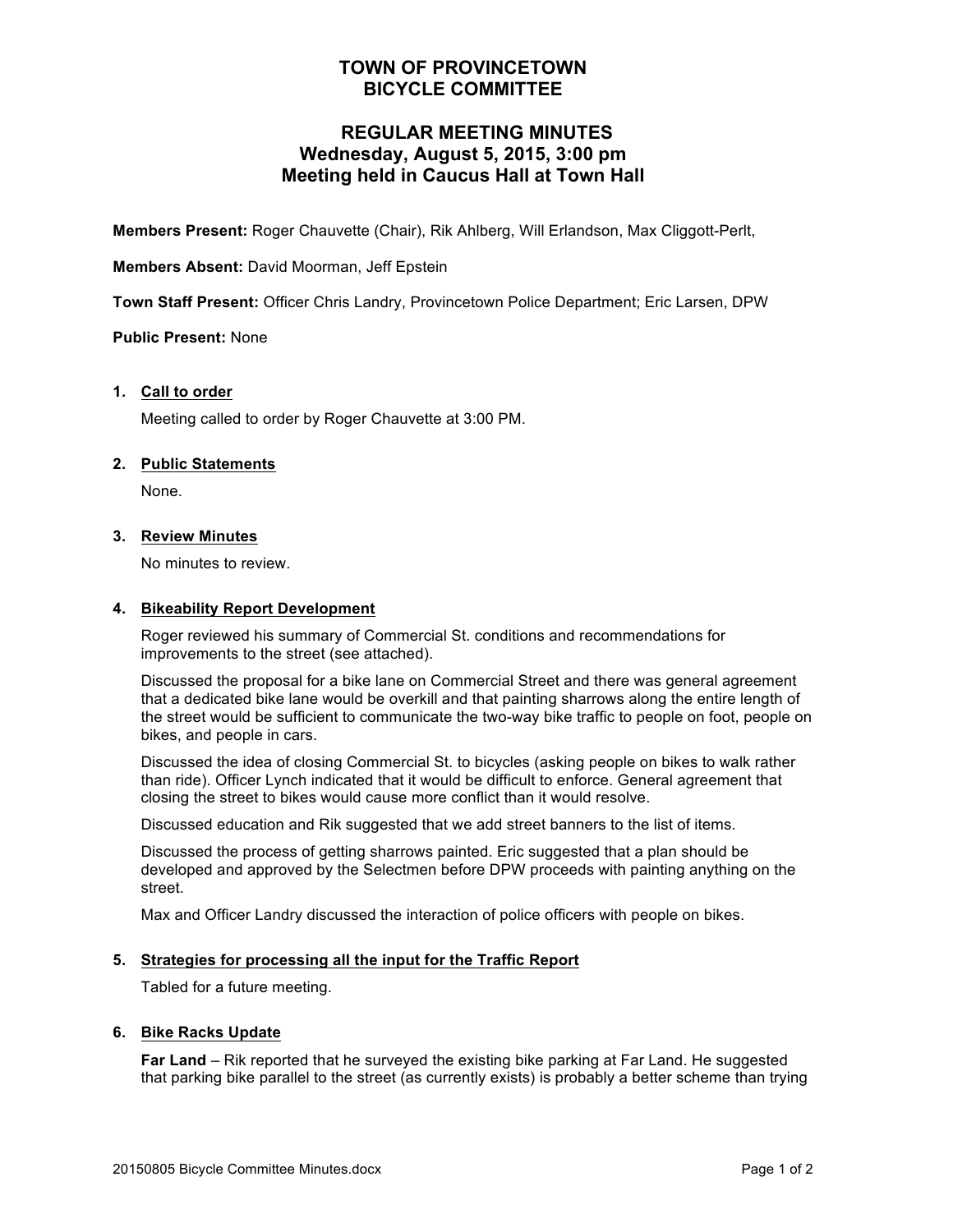# TOWN OF PROVINCETOWN
# BICYCLE COMMITTEE

## REGULAR MEETING MINUTES
## Wednesday, August 5, 2015, 3:00 pm
## Meeting held in Caucus Hall at Town Hall

**Members Present:** Roger Chauvette (Chair), Rik Ahlberg, Will Erlandson, Max Cliggott-Perlt,

**Members Absent:** David Moorman, Jeff Epstein

**Town Staff Present:** Officer Chris Landry, Provincetown Police Department; Eric Larsen, DPW

**Public Present:** None

1. **Call to order**

   Meeting called to order by Roger Chauvette at 3:00 PM.

2. **Public Statements**

   None.

3. **Review Minutes**

   No minutes to review.

4. **Bikeability Report Development**

   Roger reviewed his summary of Commercial St. conditions and recommendations for improvements to the street (see attached).

   Discussed the proposal for a bike lane on Commercial Street and there was general agreement that a dedicated bike lane would be overkill and that painting sharrows along the entire length of the street would be sufficient to communicate the two-way bike traffic to people on foot, people on bikes, and people in cars.

   Discussed the idea of closing Commercial St. to bicycles (asking people on bikes to walk rather than ride). Officer Lynch indicated that it would be difficult to enforce. General agreement that closing the street to bikes would cause more conflict than it would resolve.

   Discussed education and Rik suggested that we add street banners to the list of items.

   Discussed the process of getting sharrows painted. Eric suggested that a plan should be developed and approved by the Selectmen before DPW proceeds with painting anything on the street.

   Max and Officer Landry discussed the interaction of police officers with people on bikes.

5. **Strategies for processing all the input for the Traffic Report**

   Tabled for a future meeting.

6. **Bike Racks Update**

   **Far Land** – Rik reported that he surveyed the existing bike parking at Far Land. He suggested that parking bike parallel to the street (as currently exists) is probably a better scheme than trying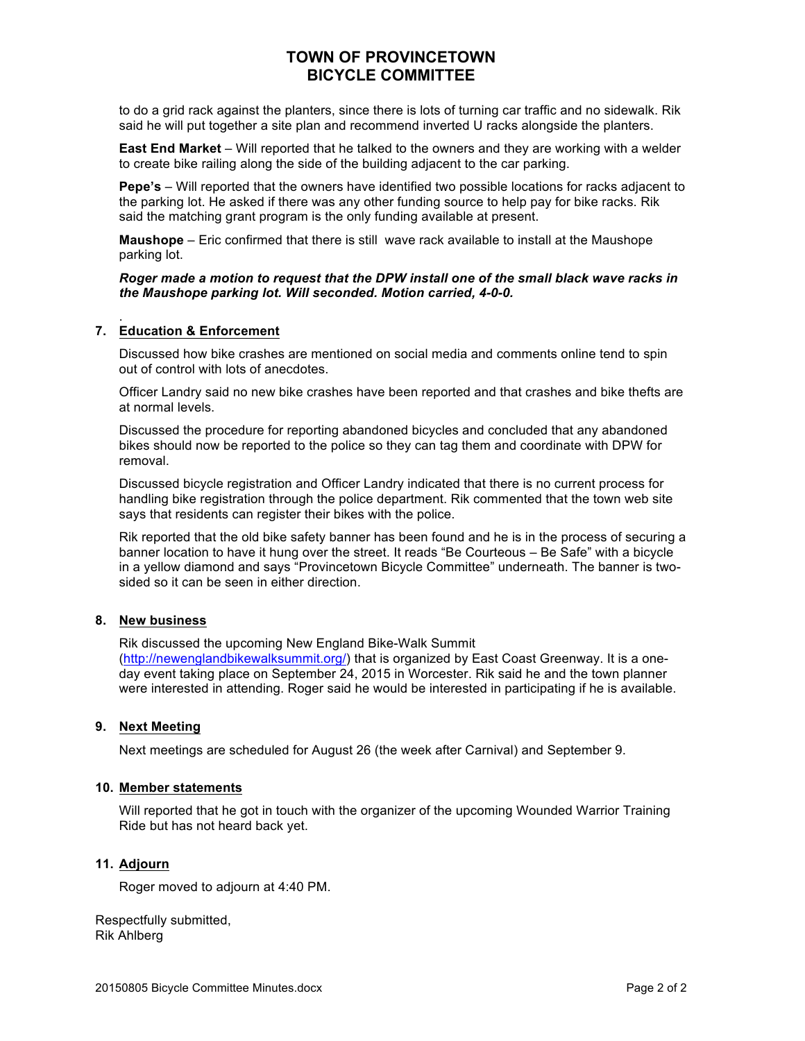to do a grid rack against the planters, since there is lots of turning car traffic and no sidewalk. Rik said he will put together a site plan and recommend inverted U racks alongside the planters.

**East End Market** – Will reported that he talked to the owners and they are working with a welder to create bike railing along the side of the building adjacent to the car parking.

**Pepe's** – Will reported that the owners have identified two possible locations for racks adjacent to the parking lot. He asked if there was any other funding source to help pay for bike racks. Rik said the matching grant program is the only funding available at present.

**Maushope** – Eric confirmed that there is still wave rack available to install at the Maushope parking lot.

***Roger made a motion to request that the DPW install one of the small black wave racks in the Maushope parking lot. Will seconded. Motion carried, 4-0-0.***

.

## 7. Education & Enforcement

Discussed how bike crashes are mentioned on social media and comments online tend to spin out of control with lots of anecdotes.

Officer Landry said no new bike crashes have been reported and that crashes and bike thefts are at normal levels.

Discussed the procedure for reporting abandoned bicycles and concluded that any abandoned bikes should now be reported to the police so they can tag them and coordinate with DPW for removal.

Discussed bicycle registration and Officer Landry indicated that there is no current process for handling bike registration through the police department. Rik commented that the town web site says that residents can register their bikes with the police.

Rik reported that the old bike safety banner has been found and he is in the process of securing a banner location to have it hung over the street. It reads "Be Courteous – Be Safe" with a bicycle in a yellow diamond and says "Provincetown Bicycle Committee" underneath. The banner is two-sided so it can be seen in either direction.

## 8. New business

Rik discussed the upcoming New England Bike-Walk Summit (http://newenglandbikewalksummit.org/) that is organized by East Coast Greenway. It is a one-day event taking place on September 24, 2015 in Worcester. Rik said he and the town planner were interested in attending. Roger said he would be interested in participating if he is available.

## 9. Next Meeting

Next meetings are scheduled for August 26 (the week after Carnival) and September 9.

## 10. Member statements

Will reported that he got in touch with the organizer of the upcoming Wounded Warrior Training Ride but has not heard back yet.

## 11. Adjourn

Roger moved to adjourn at 4:40 PM.

Respectfully submitted,
Rik Ahlberg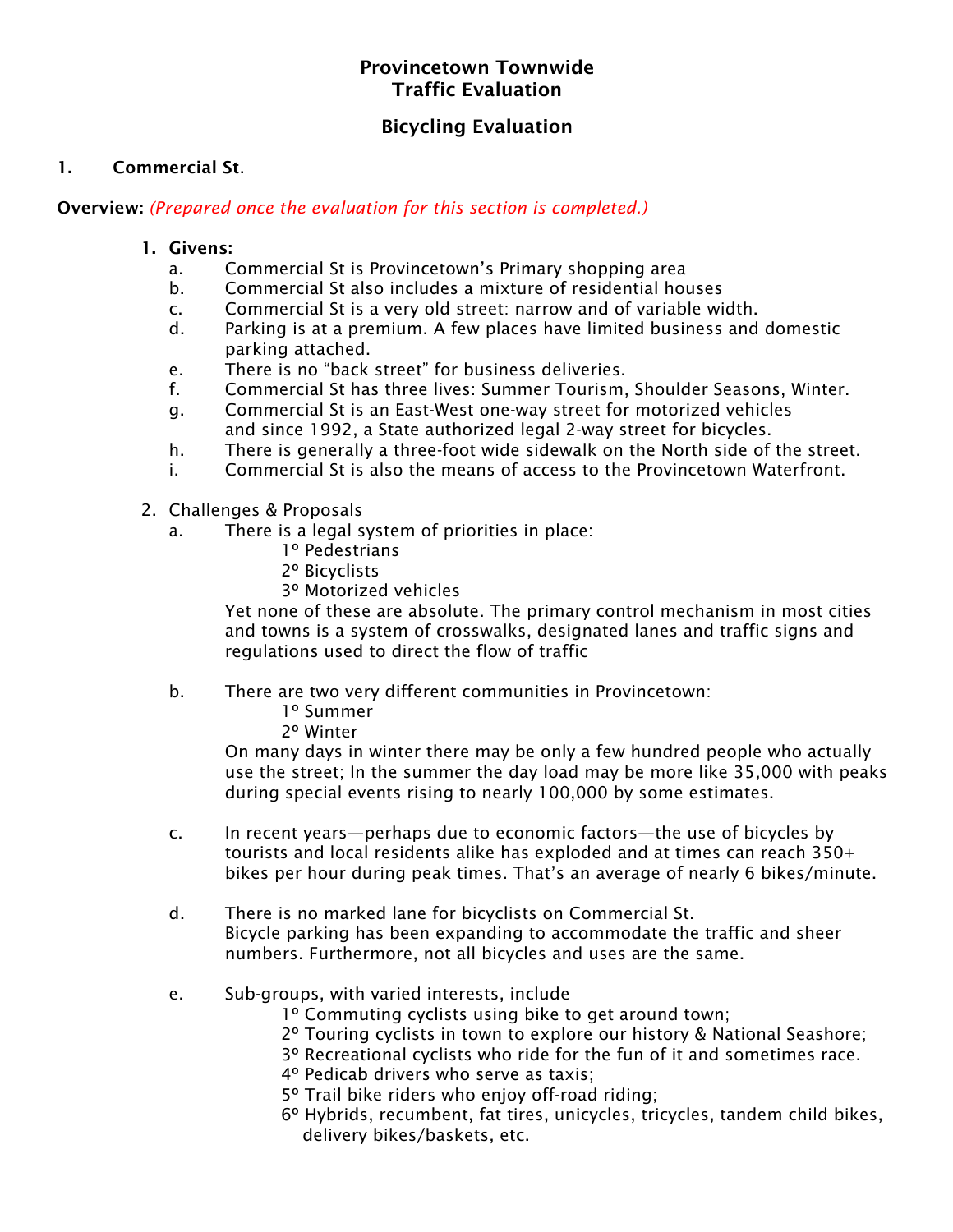**Provincetown Townwide**
**Traffic Evaluation**

**Bicycling Evaluation**

**1. Commercial St.**

**Overview:** *(Prepared once the evaluation for this section is completed.)*

1. **Givens:**
   a. Commercial St is Provincetown's Primary shopping area
   b. Commercial St also includes a mixture of residential houses
   c. Commercial St is a very old street: narrow and of variable width.
   d. Parking is at a premium. A few places have limited business and domestic parking attached.
   e. There is no "back street" for business deliveries.
   f. Commercial St has three lives: Summer Tourism, Shoulder Seasons, Winter.
   g. Commercial St is an East-West one-way street for motorized vehicles and since 1992, a State authorized legal 2-way street for bicycles.
   h. There is generally a three-foot wide sidewalk on the North side of the street.
   i. Commercial St is also the means of access to the Provincetown Waterfront.

2. Challenges & Proposals
   a. There is a legal system of priorities in place:
      1º Pedestrians
      2º Bicyclists
      3º Motorized vehicles
      Yet none of these are absolute. The primary control mechanism in most cities and towns is a system of crosswalks, designated lanes and traffic signs and regulations used to direct the flow of traffic

   b. There are two very different communities in Provincetown:
      1º Summer
      2º Winter
      On many days in winter there may be only a few hundred people who actually use the street; In the summer the day load may be more like 35,000 with peaks during special events rising to nearly 100,000 by some estimates.

   c. In recent years—perhaps due to economic factors—the use of bicycles by tourists and local residents alike has exploded and at times can reach 350+ bikes per hour during peak times. That's an average of nearly 6 bikes/minute.

   d. There is no marked lane for bicyclists on Commercial St.
      Bicycle parking has been expanding to accommodate the traffic and sheer numbers. Furthermore, not all bicycles and uses are the same.

   e. Sub-groups, with varied interests, include
      1º Commuting cyclists using bike to get around town;
      2º Touring cyclists in town to explore our history & National Seashore;
      3º Recreational cyclists who ride for the fun of it and sometimes race.
      4º Pedicab drivers who serve as taxis;
      5º Trail bike riders who enjoy off-road riding;
      6º Hybrids, recumbent, fat tires, unicycles, tricycles, tandem child bikes, delivery bikes/baskets, etc.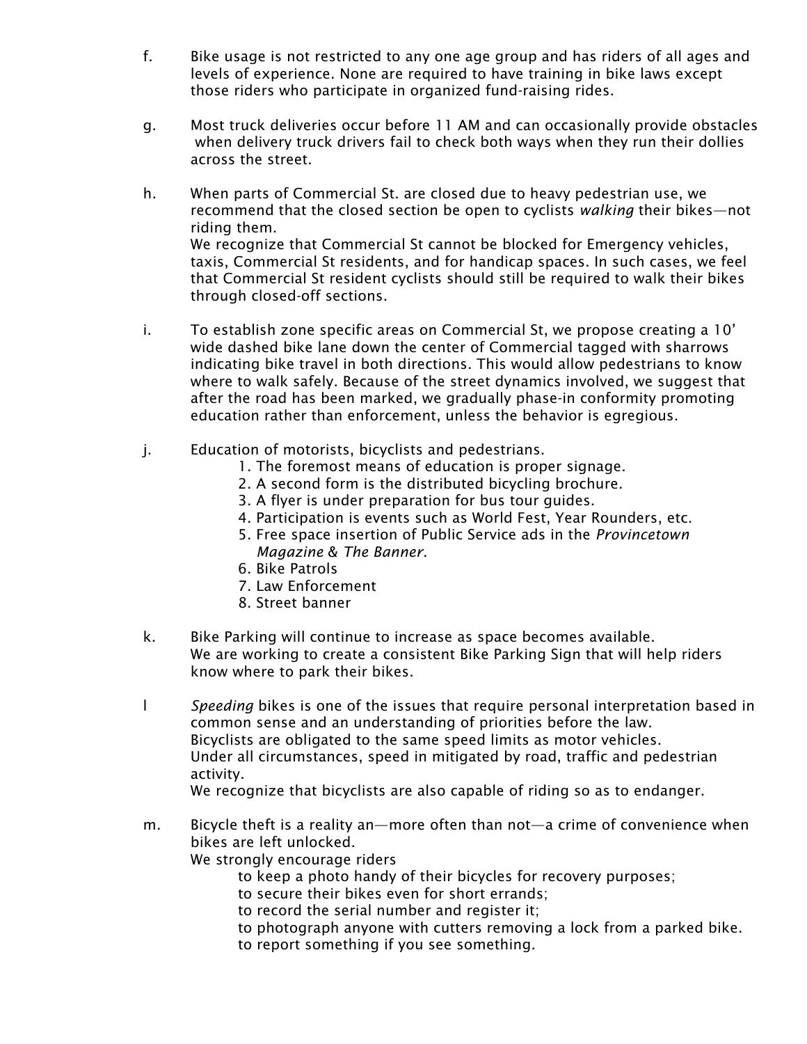f. Bike usage is not restricted to any one age group and has riders of all ages and levels of experience. None are required to have training in bike laws except those riders who participate in organized fund-raising rides.

g. Most truck deliveries occur before 11 AM and can occasionally provide obstacles when delivery truck drivers fail to check both ways when they run their dollies across the street.

h. When parts of Commercial St. are closed due to heavy pedestrian use, we recommend that the closed section be open to cyclists *walking* their bikes—not riding them.
We recognize that Commercial St cannot be blocked for Emergency vehicles, taxis, Commercial St residents, and for handicap spaces. In such cases, we feel that Commercial St resident cyclists should still be required to walk their bikes through closed-off sections.

i. To establish zone specific areas on Commercial St, we propose creating a 10' wide dashed bike lane down the center of Commercial tagged with sharrows indicating bike travel in both directions. This would allow pedestrians to know where to walk safely. Because of the street dynamics involved, we suggest that after the road has been marked, we gradually phase-in conformity promoting education rather than enforcement, unless the behavior is egregious.

j. Education of motorists, bicyclists and pedestrians.
   1. The foremost means of education is proper signage.
   2. A second form is the distributed bicycling brochure.
   3. A flyer is under preparation for bus tour guides.
   4. Participation is events such as World Fest, Year Rounders, etc.
   5. Free space insertion of Public Service ads in the *Provincetown Magazine* & *The Banner*.
   6. Bike Patrols
   7. Law Enforcement
   8. Street banner

k. Bike Parking will continue to increase as space becomes available.
We are working to create a consistent Bike Parking Sign that will help riders know where to park their bikes.

l *Speeding* bikes is one of the issues that require personal interpretation based in common sense and an understanding of priorities before the law.
Bicyclists are obligated to the same speed limits as motor vehicles.
Under all circumstances, speed in mitigated by road, traffic and pedestrian activity.
We recognize that bicyclists are also capable of riding so as to endanger.

m. Bicycle theft is a reality an—more often than not—a crime of convenience when bikes are left unlocked.
We strongly encourage riders
   to keep a photo handy of their bicycles for recovery purposes;
   to secure their bikes even for short errands;
   to record the serial number and register it;
   to photograph anyone with cutters removing a lock from a parked bike.
   to report something if you see something.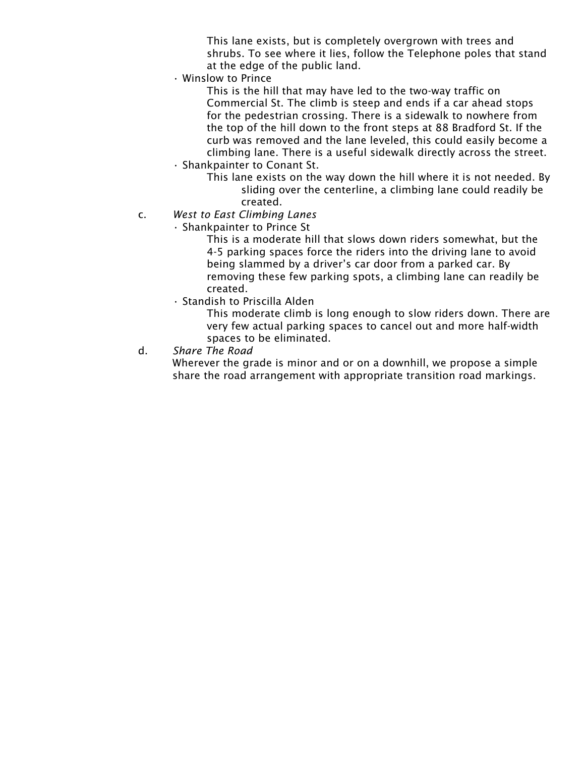This lane exists, but is completely overgrown with trees and shrubs. To see where it lies, follow the Telephone poles that stand at the edge of the public land.

- Winslow to Prince

  This is the hill that may have led to the two-way traffic on Commercial St. The climb is steep and ends if a car ahead stops for the pedestrian crossing. There is a sidewalk to nowhere from the top of the hill down to the front steps at 88 Bradford St. If the curb was removed and the lane leveled, this could easily become a climbing lane. There is a useful sidewalk directly across the street.

- Shankpainter to Conant St.

  This lane exists on the way down the hill where it is not needed. By sliding over the centerline, a climbing lane could readily be created.

c. *West to East Climbing Lanes*

- Shankpainter to Prince St

  This is a moderate hill that slows down riders somewhat, but the 4-5 parking spaces force the riders into the driving lane to avoid being slammed by a driver's car door from a parked car. By removing these few parking spots, a climbing lane can readily be created.

- Standish to Priscilla Alden

  This moderate climb is long enough to slow riders down. There are very few actual parking spaces to cancel out and more half-width spaces to be eliminated.

d. *Share The Road*

Wherever the grade is minor and or on a downhill, we propose a simple share the road arrangement with appropriate transition road markings.